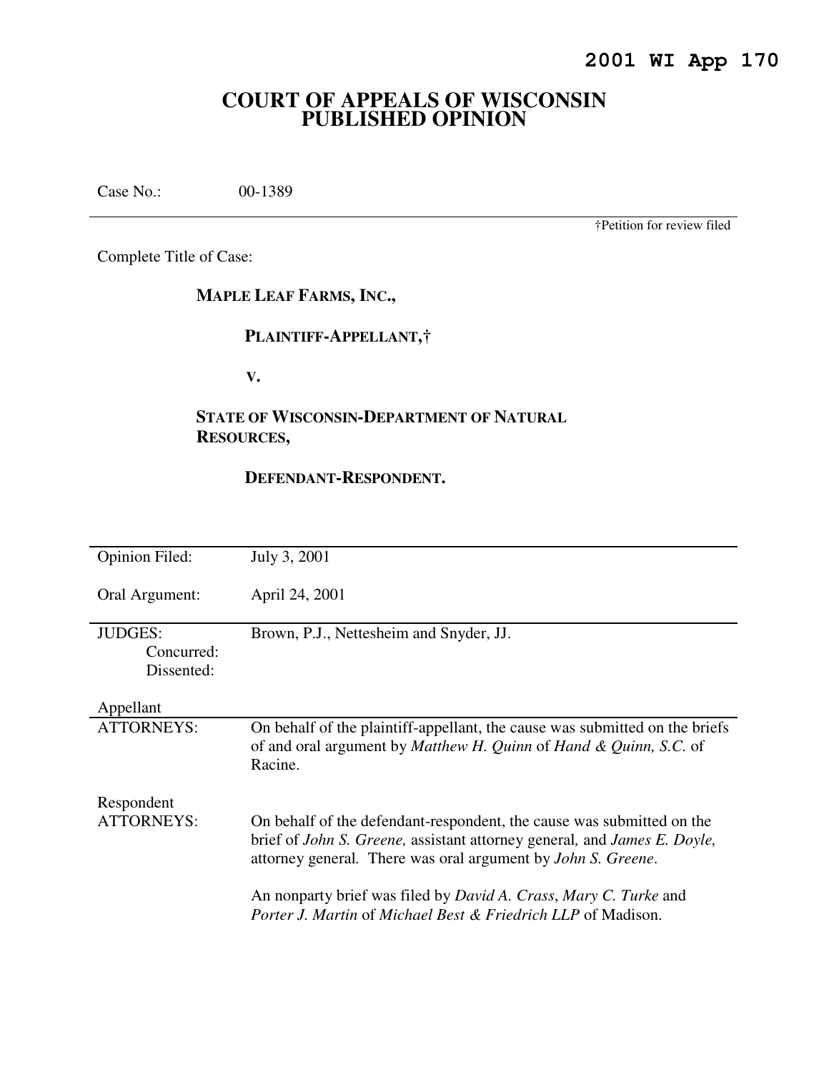**2001 WI App 170**

# COURT OF APPEALS OF WISCONSIN PUBLISHED OPINION

Case No.: 00-1389

†Petition for review filed

Complete Title of Case:

**MAPLE LEAF FARMS, INC.,**

**PLAINTIFF-APPELLANT,†**

**V.**

**STATE OF WISCONSIN-DEPARTMENT OF NATURAL RESOURCES,**

**DEFENDANT-RESPONDENT.**

| | |
|---|---|
| Opinion Filed: | July 3, 2001 |
| Oral Argument: | April 24, 2001 |
| JUDGES: | Brown, P.J., Nettesheim and Snyder, JJ. |
| Concurred: | |
| Dissented: | |
| Appellant ATTORNEYS: | On behalf of the plaintiff-appellant, the cause was submitted on the briefs of and oral argument by *Matthew H. Quinn* of *Hand & Quinn, S.C.* of Racine. |
| Respondent ATTORNEYS: | On behalf of the defendant-respondent, the cause was submitted on the brief of *John S. Greene,* assistant attorney general*,* and *James E. Doyle,* attorney general*.* There was oral argument by *John S. Greene*. |
| | An nonparty brief was filed by *David A. Crass*, *Mary C. Turke* and *Porter J. Martin* of *Michael Best & Friedrich LLP* of Madison. |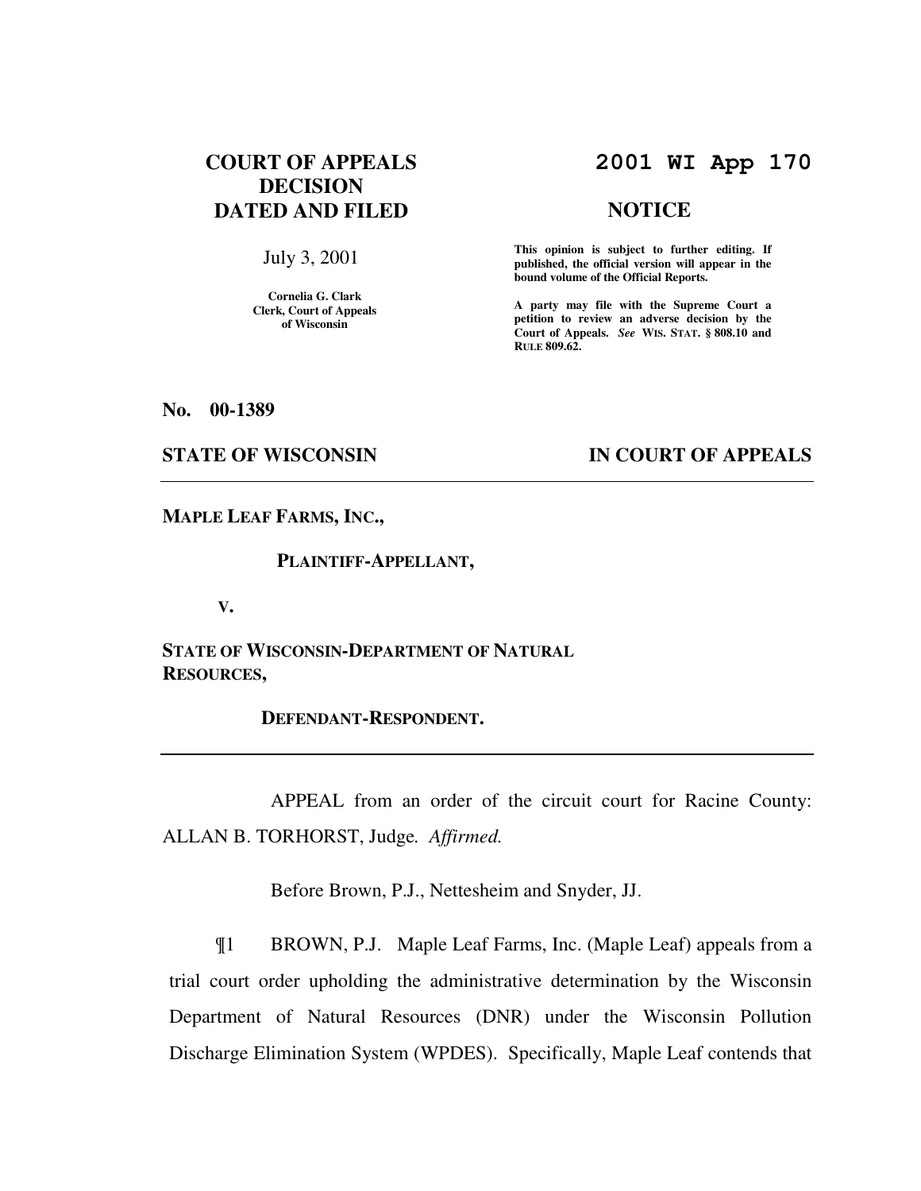**COURT OF APPEALS DECISION DATED AND FILED**

July 3, 2001

**Cornelia G. Clark**
**Clerk, Court of Appeals of Wisconsin**

**2001 WI App 170**

**NOTICE**

**This opinion is subject to further editing. If published, the official version will appear in the bound volume of the Official Reports.**

**A party may file with the Supreme Court a petition to review an adverse decision by the Court of Appeals.** ***See*** **WIS. STAT. § 808.10 and RULE 809.62.**

**No. 00-1389**

**STATE OF WISCONSIN** **IN COURT OF APPEALS**

---

**MAPLE LEAF FARMS, INC.,**

**PLAINTIFF-APPELLANT,**

**V.**

**STATE OF WISCONSIN-DEPARTMENT OF NATURAL RESOURCES,**

**DEFENDANT-RESPONDENT.**

---

APPEAL from an order of the circuit court for Racine County: ALLAN B. TORHORST, Judge. *Affirmed.*

Before Brown, P.J., Nettesheim and Snyder, JJ.

¶1 BROWN, P.J. Maple Leaf Farms, Inc. (Maple Leaf) appeals from a trial court order upholding the administrative determination by the Wisconsin Department of Natural Resources (DNR) under the Wisconsin Pollution Discharge Elimination System (WPDES). Specifically, Maple Leaf contends that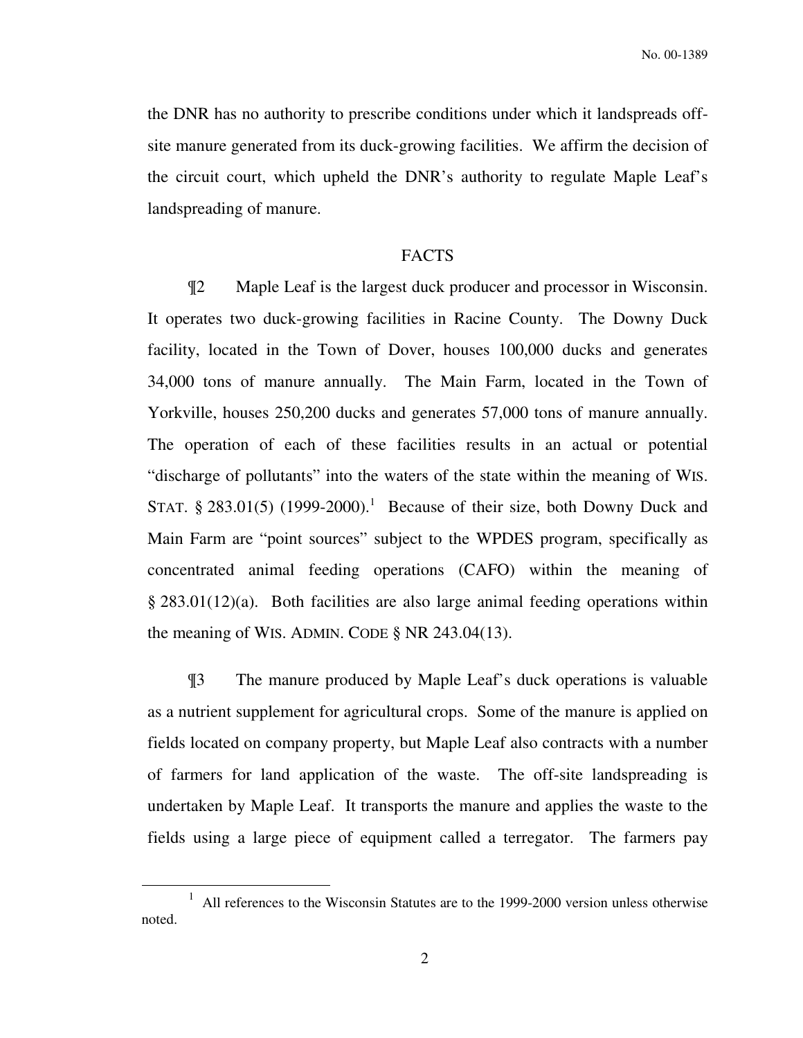the DNR has no authority to prescribe conditions under which it landspreads off-site manure generated from its duck-growing facilities. We affirm the decision of the circuit court, which upheld the DNR's authority to regulate Maple Leaf's landspreading of manure.

## FACTS

¶2 Maple Leaf is the largest duck producer and processor in Wisconsin. It operates two duck-growing facilities in Racine County. The Downy Duck facility, located in the Town of Dover, houses 100,000 ducks and generates 34,000 tons of manure annually. The Main Farm, located in the Town of Yorkville, houses 250,200 ducks and generates 57,000 tons of manure annually. The operation of each of these facilities results in an actual or potential "discharge of pollutants" into the waters of the state within the meaning of WIS. STAT. § 283.01(5) (1999-2000).[1] Because of their size, both Downy Duck and Main Farm are "point sources" subject to the WPDES program, specifically as concentrated animal feeding operations (CAFO) within the meaning of § 283.01(12)(a). Both facilities are also large animal feeding operations within the meaning of WIS. ADMIN. CODE § NR 243.04(13).

¶3 The manure produced by Maple Leaf's duck operations is valuable as a nutrient supplement for agricultural crops. Some of the manure is applied on fields located on company property, but Maple Leaf also contracts with a number of farmers for land application of the waste. The off-site landspreading is undertaken by Maple Leaf. It transports the manure and applies the waste to the fields using a large piece of equipment called a terregator. The farmers pay

[1] All references to the Wisconsin Statutes are to the 1999-2000 version unless otherwise noted.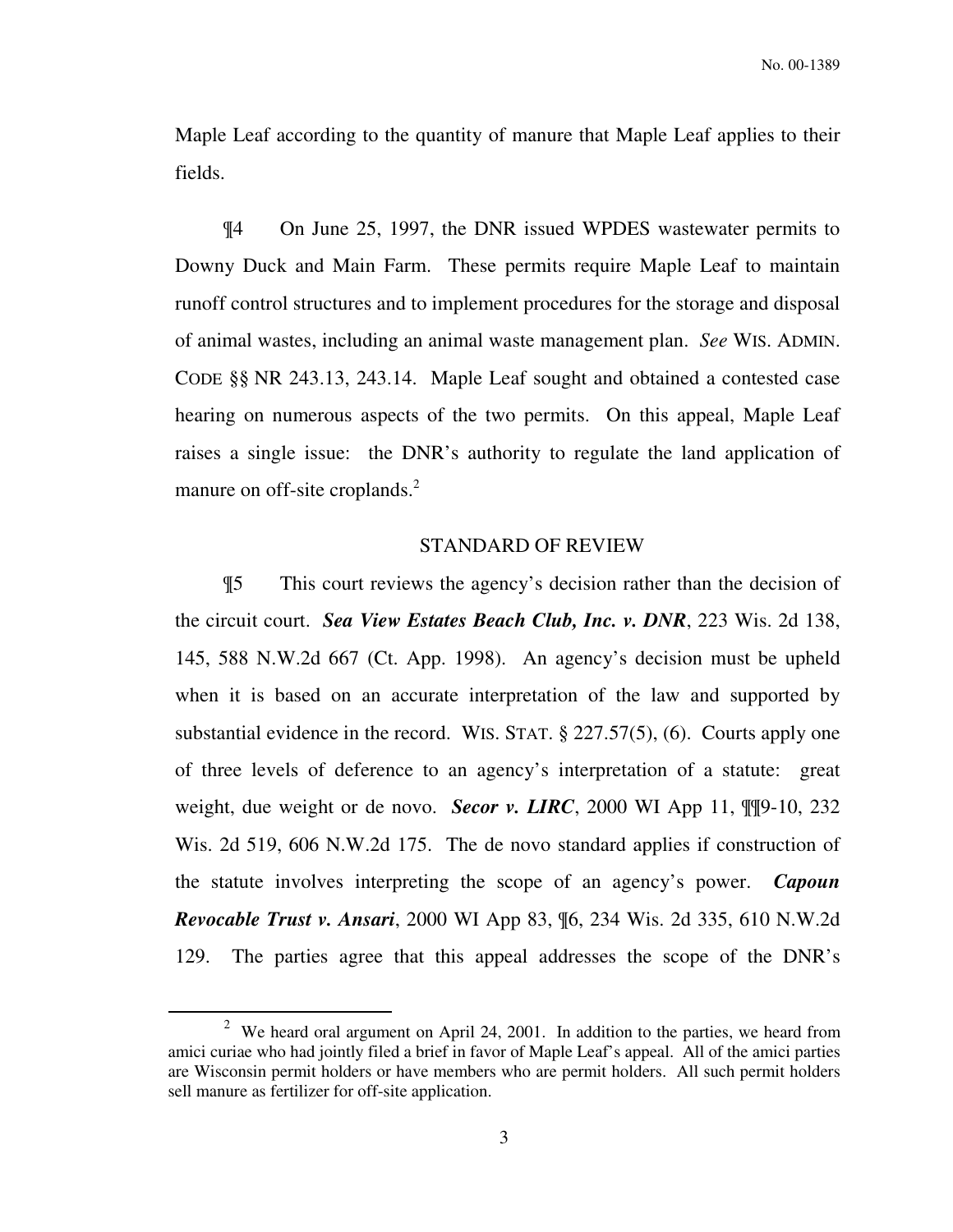Maple Leaf according to the quantity of manure that Maple Leaf applies to their fields.

¶4 On June 25, 1997, the DNR issued WPDES wastewater permits to Downy Duck and Main Farm. These permits require Maple Leaf to maintain runoff control structures and to implement procedures for the storage and disposal of animal wastes, including an animal waste management plan. *See* WIS. ADMIN. CODE §§ NR 243.13, 243.14. Maple Leaf sought and obtained a contested case hearing on numerous aspects of the two permits. On this appeal, Maple Leaf raises a single issue: the DNR's authority to regulate the land application of manure on off-site croplands.[2]

## STANDARD OF REVIEW

¶5 This court reviews the agency's decision rather than the decision of the circuit court. ***Sea View Estates Beach Club, Inc. v. DNR***, 223 Wis. 2d 138, 145, 588 N.W.2d 667 (Ct. App. 1998). An agency's decision must be upheld when it is based on an accurate interpretation of the law and supported by substantial evidence in the record. WIS. STAT. § 227.57(5), (6). Courts apply one of three levels of deference to an agency's interpretation of a statute: great weight, due weight or de novo. ***Secor v. LIRC***, 2000 WI App 11, ¶¶9-10, 232 Wis. 2d 519, 606 N.W.2d 175. The de novo standard applies if construction of the statute involves interpreting the scope of an agency's power. ***Capoun Revocable Trust v. Ansari***, 2000 WI App 83, ¶6, 234 Wis. 2d 335, 610 N.W.2d 129. The parties agree that this appeal addresses the scope of the DNR's

---

[2] We heard oral argument on April 24, 2001. In addition to the parties, we heard from amici curiae who had jointly filed a brief in favor of Maple Leaf's appeal. All of the amici parties are Wisconsin permit holders or have members who are permit holders. All such permit holders sell manure as fertilizer for off-site application.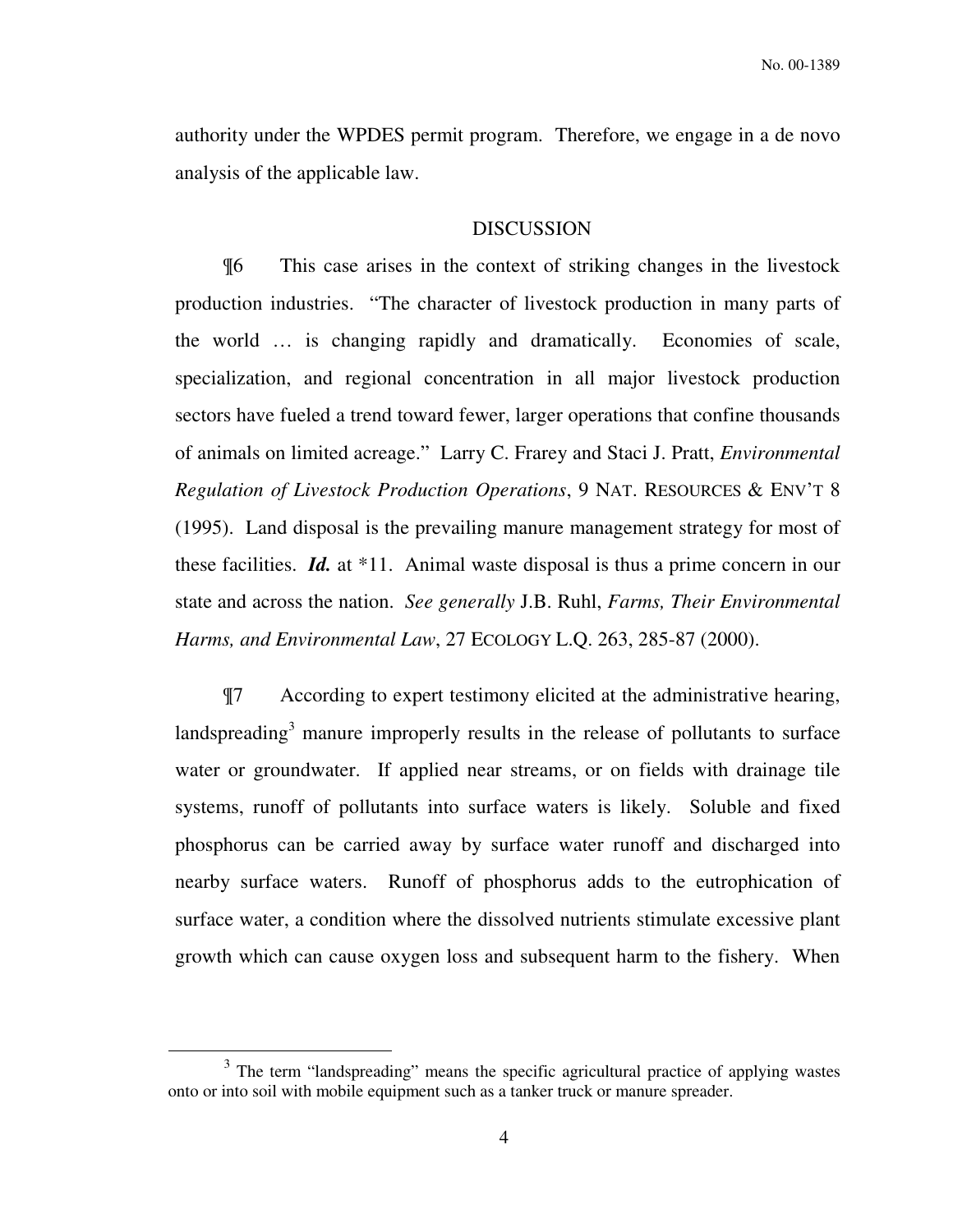authority under the WPDES permit program. Therefore, we engage in a de novo analysis of the applicable law.

## DISCUSSION

¶6 This case arises in the context of striking changes in the livestock production industries. "The character of livestock production in many parts of the world … is changing rapidly and dramatically. Economies of scale, specialization, and regional concentration in all major livestock production sectors have fueled a trend toward fewer, larger operations that confine thousands of animals on limited acreage." Larry C. Frarey and Staci J. Pratt, *Environmental Regulation of Livestock Production Operations*, 9 NAT. RESOURCES & ENV'T 8 (1995). Land disposal is the prevailing manure management strategy for most of these facilities. ***Id.*** at *11. Animal waste disposal is thus a prime concern in our state and across the nation. *See generally* J.B. Ruhl, *Farms, Their Environmental Harms, and Environmental Law*, 27 ECOLOGY L.Q. 263, 285-87 (2000).

¶7 According to expert testimony elicited at the administrative hearing, landspreading[3] manure improperly results in the release of pollutants to surface water or groundwater. If applied near streams, or on fields with drainage tile systems, runoff of pollutants into surface waters is likely. Soluble and fixed phosphorus can be carried away by surface water runoff and discharged into nearby surface waters. Runoff of phosphorus adds to the eutrophication of surface water, a condition where the dissolved nutrients stimulate excessive plant growth which can cause oxygen loss and subsequent harm to the fishery. When

---

[3] The term "landspreading" means the specific agricultural practice of applying wastes onto or into soil with mobile equipment such as a tanker truck or manure spreader.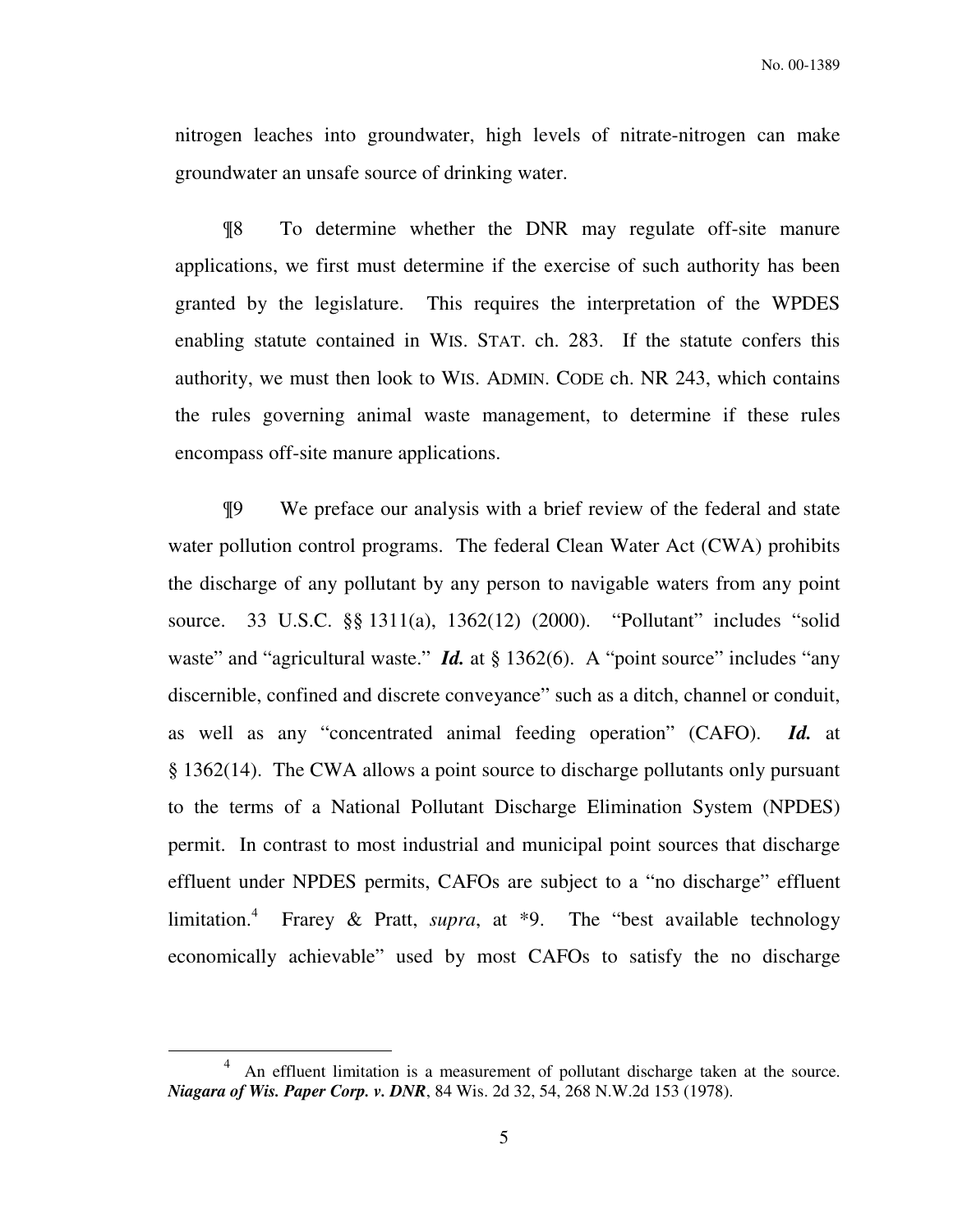nitrogen leaches into groundwater, high levels of nitrate-nitrogen can make groundwater an unsafe source of drinking water.

¶8 To determine whether the DNR may regulate off-site manure applications, we first must determine if the exercise of such authority has been granted by the legislature. This requires the interpretation of the WPDES enabling statute contained in WIS. STAT. ch. 283. If the statute confers this authority, we must then look to WIS. ADMIN. CODE ch. NR 243, which contains the rules governing animal waste management, to determine if these rules encompass off-site manure applications.

¶9 We preface our analysis with a brief review of the federal and state water pollution control programs. The federal Clean Water Act (CWA) prohibits the discharge of any pollutant by any person to navigable waters from any point source. 33 U.S.C. §§ 1311(a), 1362(12) (2000). "Pollutant" includes "solid waste" and "agricultural waste." ***Id.*** at § 1362(6). A "point source" includes "any discernible, confined and discrete conveyance" such as a ditch, channel or conduit, as well as any "concentrated animal feeding operation" (CAFO). ***Id.*** at § 1362(14). The CWA allows a point source to discharge pollutants only pursuant to the terms of a National Pollutant Discharge Elimination System (NPDES) permit. In contrast to most industrial and municipal point sources that discharge effluent under NPDES permits, CAFOs are subject to a "no discharge" effluent limitation.[4] Frarey & Pratt, *supra*, at *9. The "best available technology economically achievable" used by most CAFOs to satisfy the no discharge

---

[4] An effluent limitation is a measurement of pollutant discharge taken at the source. ***Niagara of Wis. Paper Corp. v. DNR***, 84 Wis. 2d 32, 54, 268 N.W.2d 153 (1978).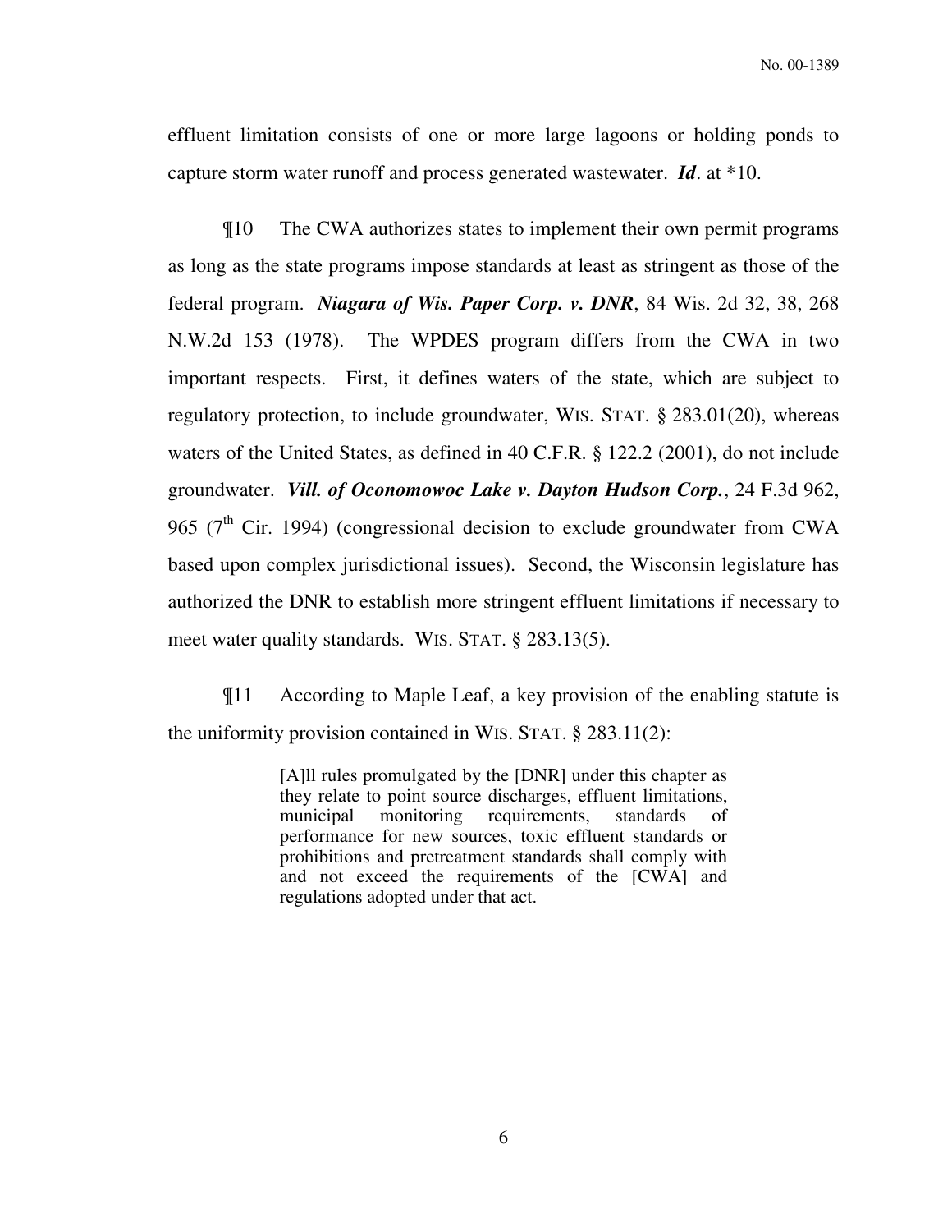effluent limitation consists of one or more large lagoons or holding ponds to capture storm water runoff and process generated wastewater. ***Id***. at *10.

¶10 The CWA authorizes states to implement their own permit programs as long as the state programs impose standards at least as stringent as those of the federal program. ***Niagara of Wis. Paper Corp. v. DNR***, 84 Wis. 2d 32, 38, 268 N.W.2d 153 (1978). The WPDES program differs from the CWA in two important respects. First, it defines waters of the state, which are subject to regulatory protection, to include groundwater, WIS. STAT. § 283.01(20), whereas waters of the United States, as defined in 40 C.F.R. § 122.2 (2001), do not include groundwater. ***Vill. of Oconomowoc Lake v. Dayton Hudson Corp.***, 24 F.3d 962, 965 (7th Cir. 1994) (congressional decision to exclude groundwater from CWA based upon complex jurisdictional issues). Second, the Wisconsin legislature has authorized the DNR to establish more stringent effluent limitations if necessary to meet water quality standards. WIS. STAT. § 283.13(5).

¶11 According to Maple Leaf, a key provision of the enabling statute is the uniformity provision contained in WIS. STAT. § 283.11(2):

> [A]ll rules promulgated by the [DNR] under this chapter as they relate to point source discharges, effluent limitations, municipal monitoring requirements, standards of performance for new sources, toxic effluent standards or prohibitions and pretreatment standards shall comply with and not exceed the requirements of the [CWA] and regulations adopted under that act.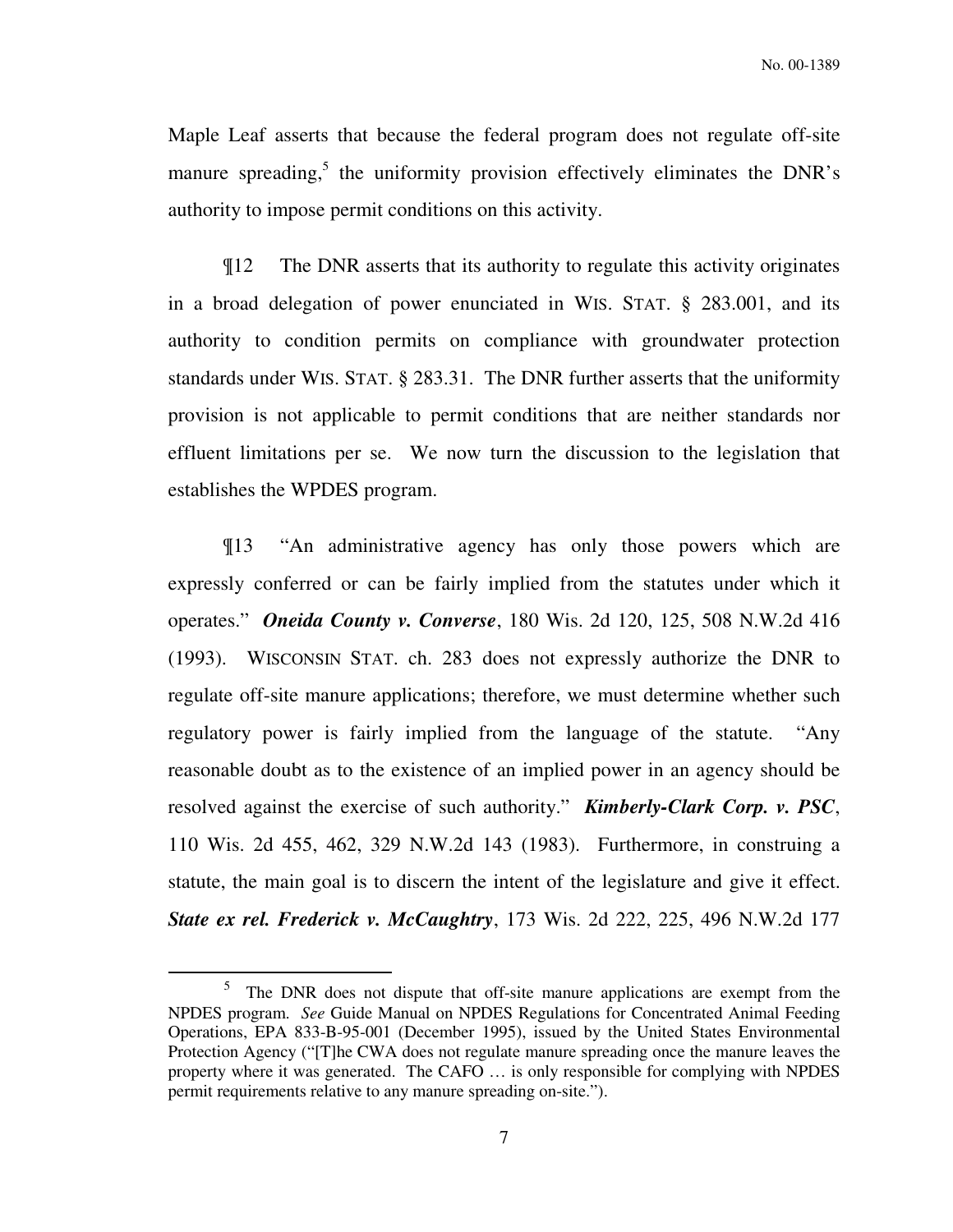Maple Leaf asserts that because the federal program does not regulate off-site manure spreading,[5] the uniformity provision effectively eliminates the DNR's authority to impose permit conditions on this activity.

¶12 The DNR asserts that its authority to regulate this activity originates in a broad delegation of power enunciated in WIS. STAT. § 283.001, and its authority to condition permits on compliance with groundwater protection standards under WIS. STAT. § 283.31. The DNR further asserts that the uniformity provision is not applicable to permit conditions that are neither standards nor effluent limitations per se. We now turn the discussion to the legislation that establishes the WPDES program.

¶13 "An administrative agency has only those powers which are expressly conferred or can be fairly implied from the statutes under which it operates." ***Oneida County v. Converse***, 180 Wis. 2d 120, 125, 508 N.W.2d 416 (1993). WISCONSIN STAT. ch. 283 does not expressly authorize the DNR to regulate off-site manure applications; therefore, we must determine whether such regulatory power is fairly implied from the language of the statute. "Any reasonable doubt as to the existence of an implied power in an agency should be resolved against the exercise of such authority." ***Kimberly-Clark Corp. v. PSC***, 110 Wis. 2d 455, 462, 329 N.W.2d 143 (1983). Furthermore, in construing a statute, the main goal is to discern the intent of the legislature and give it effect. ***State ex rel. Frederick v. McCaughtry***, 173 Wis. 2d 222, 225, 496 N.W.2d 177

---

[5] The DNR does not dispute that off-site manure applications are exempt from the NPDES program. *See* Guide Manual on NPDES Regulations for Concentrated Animal Feeding Operations, EPA 833-B-95-001 (December 1995), issued by the United States Environmental Protection Agency ("[T]he CWA does not regulate manure spreading once the manure leaves the property where it was generated. The CAFO … is only responsible for complying with NPDES permit requirements relative to any manure spreading on-site.").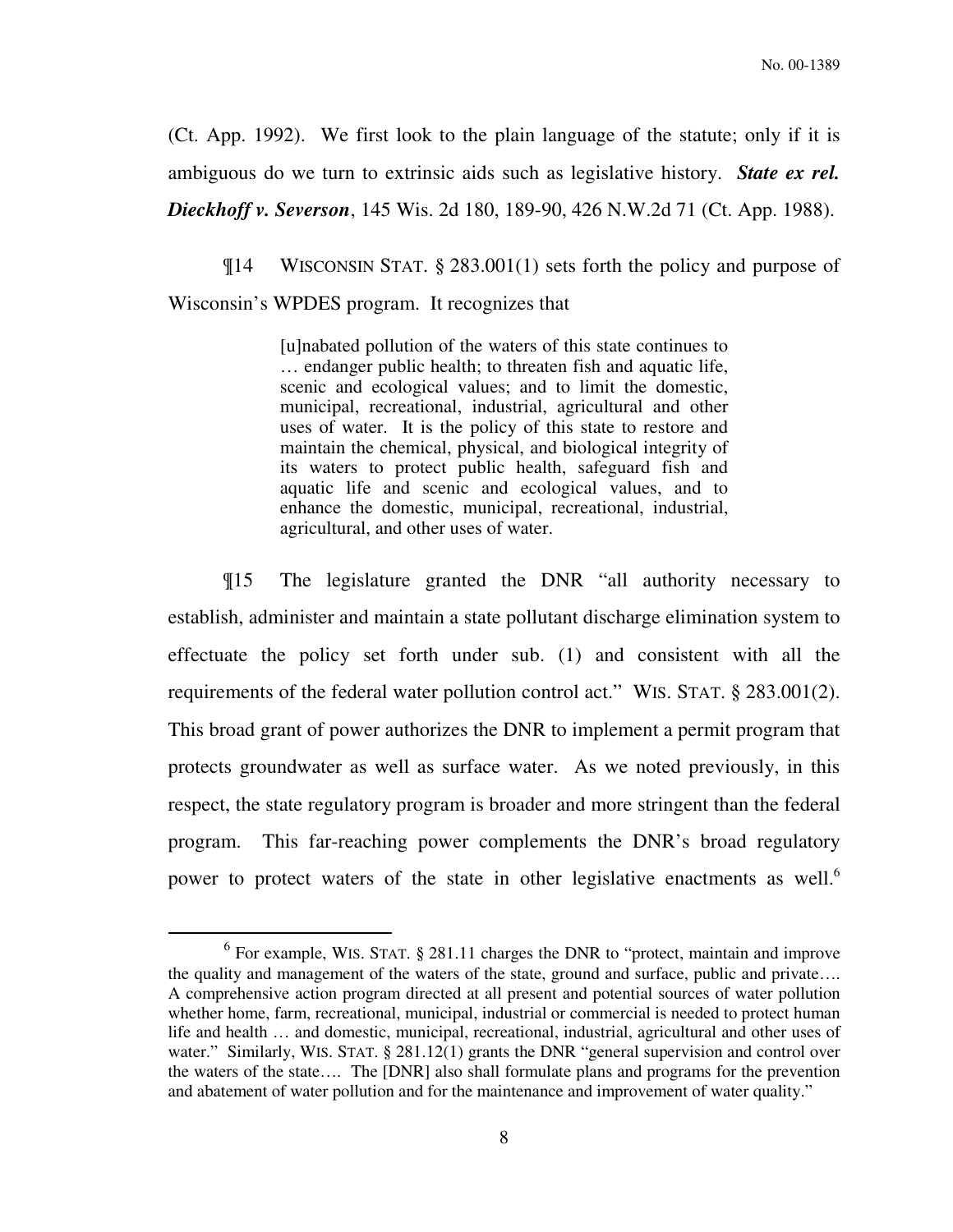(Ct. App. 1992). We first look to the plain language of the statute; only if it is ambiguous do we turn to extrinsic aids such as legislative history. ***State ex rel. Dieckhoff v. Severson***, 145 Wis. 2d 180, 189-90, 426 N.W.2d 71 (Ct. App. 1988).

¶14 WISCONSIN STAT. § 283.001(1) sets forth the policy and purpose of Wisconsin's WPDES program. It recognizes that

> [u]nabated pollution of the waters of this state continues to … endanger public health; to threaten fish and aquatic life, scenic and ecological values; and to limit the domestic, municipal, recreational, industrial, agricultural and other uses of water. It is the policy of this state to restore and maintain the chemical, physical, and biological integrity of its waters to protect public health, safeguard fish and aquatic life and scenic and ecological values, and to enhance the domestic, municipal, recreational, industrial, agricultural, and other uses of water.

¶15 The legislature granted the DNR "all authority necessary to establish, administer and maintain a state pollutant discharge elimination system to effectuate the policy set forth under sub. (1) and consistent with all the requirements of the federal water pollution control act." WIS. STAT. § 283.001(2). This broad grant of power authorizes the DNR to implement a permit program that protects groundwater as well as surface water. As we noted previously, in this respect, the state regulatory program is broader and more stringent than the federal program. This far-reaching power complements the DNR's broad regulatory power to protect waters of the state in other legislative enactments as well.[6]

---

[6] For example, WIS. STAT. § 281.11 charges the DNR to "protect, maintain and improve the quality and management of the waters of the state, ground and surface, public and private…. A comprehensive action program directed at all present and potential sources of water pollution whether home, farm, recreational, municipal, industrial or commercial is needed to protect human life and health … and domestic, municipal, recreational, industrial, agricultural and other uses of water." Similarly, WIS. STAT. § 281.12(1) grants the DNR "general supervision and control over the waters of the state…. The [DNR] also shall formulate plans and programs for the prevention and abatement of water pollution and for the maintenance and improvement of water quality."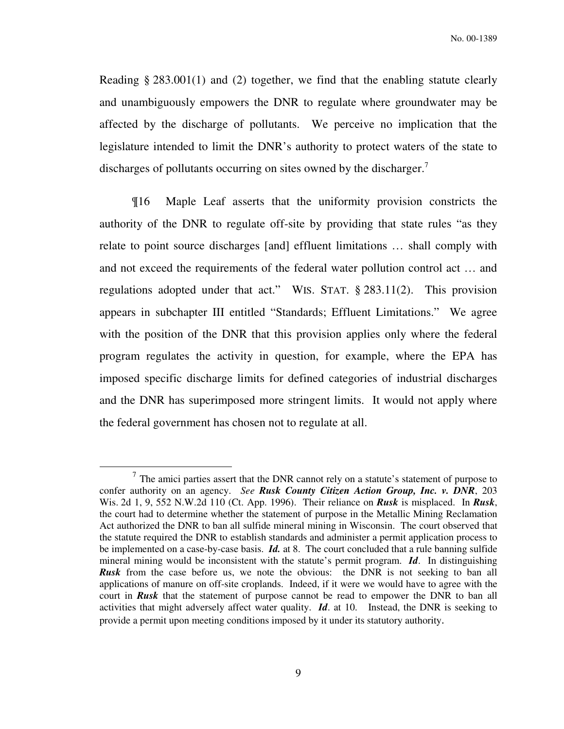Reading § 283.001(1) and (2) together, we find that the enabling statute clearly and unambiguously empowers the DNR to regulate where groundwater may be affected by the discharge of pollutants. We perceive no implication that the legislature intended to limit the DNR's authority to protect waters of the state to discharges of pollutants occurring on sites owned by the discharger.[7]

¶16 Maple Leaf asserts that the uniformity provision constricts the authority of the DNR to regulate off-site by providing that state rules "as they relate to point source discharges [and] effluent limitations … shall comply with and not exceed the requirements of the federal water pollution control act … and regulations adopted under that act." WIS. STAT. § 283.11(2). This provision appears in subchapter III entitled "Standards; Effluent Limitations." We agree with the position of the DNR that this provision applies only where the federal program regulates the activity in question, for example, where the EPA has imposed specific discharge limits for defined categories of industrial discharges and the DNR has superimposed more stringent limits. It would not apply where the federal government has chosen not to regulate at all.

---

[7] The amici parties assert that the DNR cannot rely on a statute's statement of purpose to confer authority on an agency. *See* ***Rusk County Citizen Action Group, Inc. v. DNR***, 203 Wis. 2d 1, 9, 552 N.W.2d 110 (Ct. App. 1996). Their reliance on ***Rusk*** is misplaced. In ***Rusk***, the court had to determine whether the statement of purpose in the Metallic Mining Reclamation Act authorized the DNR to ban all sulfide mineral mining in Wisconsin. The court observed that the statute required the DNR to establish standards and administer a permit application process to be implemented on a case-by-case basis. ***Id.*** at 8. The court concluded that a rule banning sulfide mineral mining would be inconsistent with the statute's permit program. ***Id***. In distinguishing ***Rusk*** from the case before us, we note the obvious: the DNR is not seeking to ban all applications of manure on off-site croplands. Indeed, if it were we would have to agree with the court in ***Rusk*** that the statement of purpose cannot be read to empower the DNR to ban all activities that might adversely affect water quality. ***Id***. at 10. Instead, the DNR is seeking to provide a permit upon meeting conditions imposed by it under its statutory authority.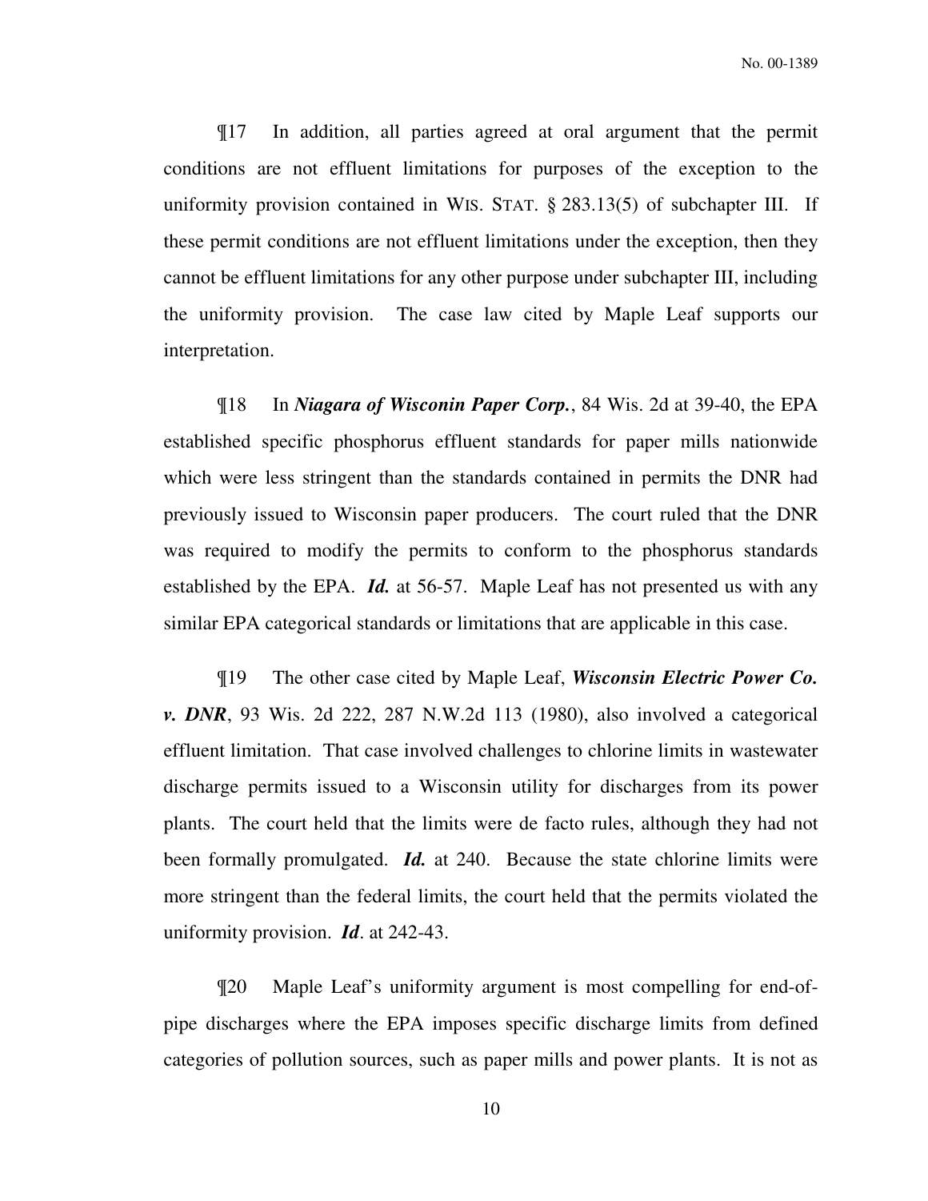¶17 In addition, all parties agreed at oral argument that the permit conditions are not effluent limitations for purposes of the exception to the uniformity provision contained in WIS. STAT. § 283.13(5) of subchapter III. If these permit conditions are not effluent limitations under the exception, then they cannot be effluent limitations for any other purpose under subchapter III, including the uniformity provision. The case law cited by Maple Leaf supports our interpretation.

¶18 In ***Niagara of Wisconin Paper Corp.***, 84 Wis. 2d at 39-40, the EPA established specific phosphorus effluent standards for paper mills nationwide which were less stringent than the standards contained in permits the DNR had previously issued to Wisconsin paper producers. The court ruled that the DNR was required to modify the permits to conform to the phosphorus standards established by the EPA. ***Id.*** at 56-57. Maple Leaf has not presented us with any similar EPA categorical standards or limitations that are applicable in this case.

¶19 The other case cited by Maple Leaf, ***Wisconsin Electric Power Co. v. DNR***, 93 Wis. 2d 222, 287 N.W.2d 113 (1980), also involved a categorical effluent limitation. That case involved challenges to chlorine limits in wastewater discharge permits issued to a Wisconsin utility for discharges from its power plants. The court held that the limits were de facto rules, although they had not been formally promulgated. ***Id.*** at 240. Because the state chlorine limits were more stringent than the federal limits, the court held that the permits violated the uniformity provision. ***Id***. at 242-43.

¶20 Maple Leaf's uniformity argument is most compelling for end-of-pipe discharges where the EPA imposes specific discharge limits from defined categories of pollution sources, such as paper mills and power plants. It is not as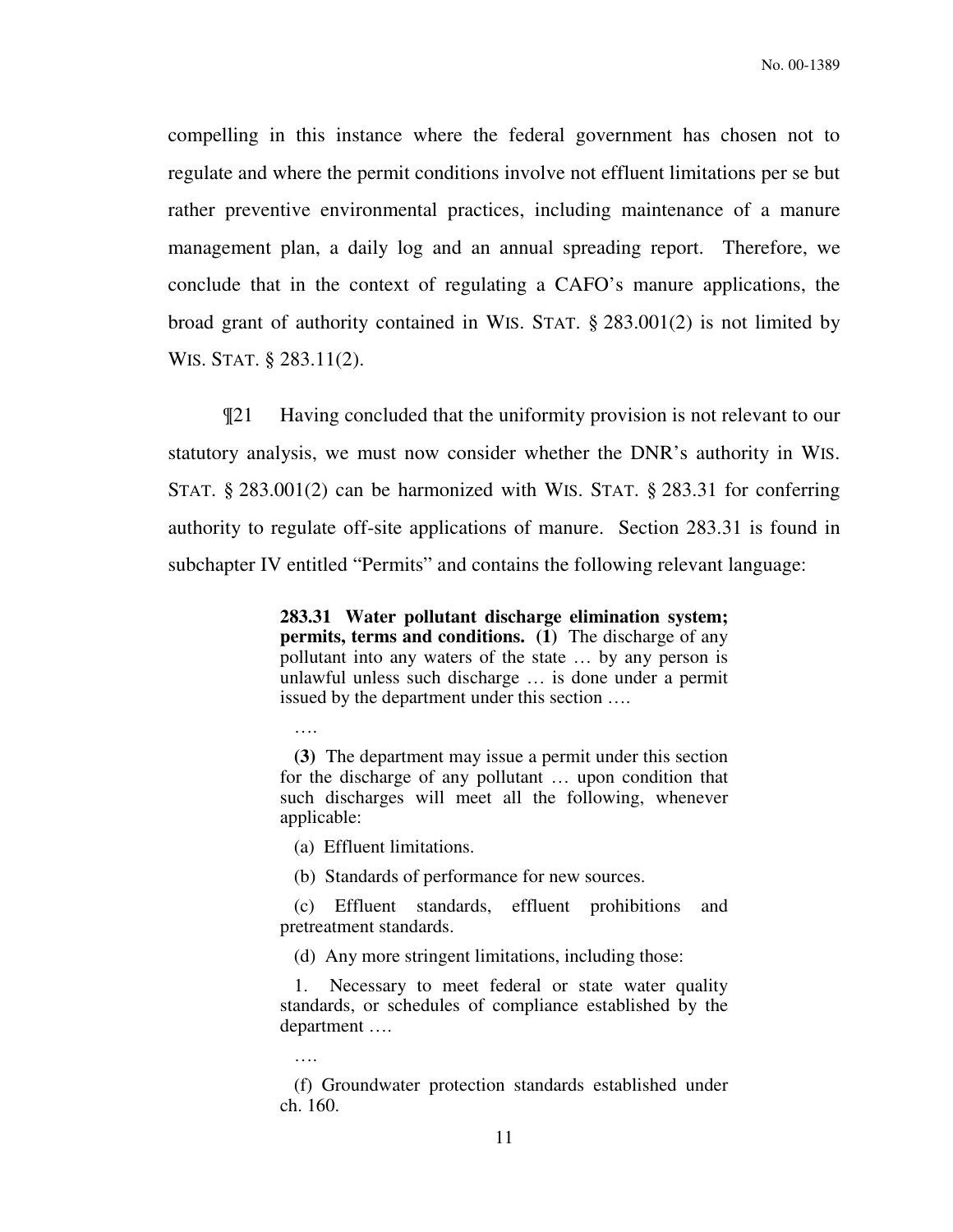compelling in this instance where the federal government has chosen not to regulate and where the permit conditions involve not effluent limitations per se but rather preventive environmental practices, including maintenance of a manure management plan, a daily log and an annual spreading report. Therefore, we conclude that in the context of regulating a CAFO's manure applications, the broad grant of authority contained in WIS. STAT. § 283.001(2) is not limited by WIS. STAT. § 283.11(2).

¶21 Having concluded that the uniformity provision is not relevant to our statutory analysis, we must now consider whether the DNR's authority in WIS. STAT. § 283.001(2) can be harmonized with WIS. STAT. § 283.31 for conferring authority to regulate off-site applications of manure. Section 283.31 is found in subchapter IV entitled "Permits" and contains the following relevant language:

> **283.31 Water pollutant discharge elimination system; permits, terms and conditions. (1)** The discharge of any pollutant into any waters of the state … by any person is unlawful unless such discharge … is done under a permit issued by the department under this section ….
>
> ….
>
> **(3)** The department may issue a permit under this section for the discharge of any pollutant … upon condition that such discharges will meet all the following, whenever applicable:
>
> (a) Effluent limitations.
>
> (b) Standards of performance for new sources.
>
> (c) Effluent standards, effluent prohibitions and pretreatment standards.
>
> (d) Any more stringent limitations, including those:
>
> 1. Necessary to meet federal or state water quality standards, or schedules of compliance established by the department ….
>
> ….
>
> (f) Groundwater protection standards established under ch. 160.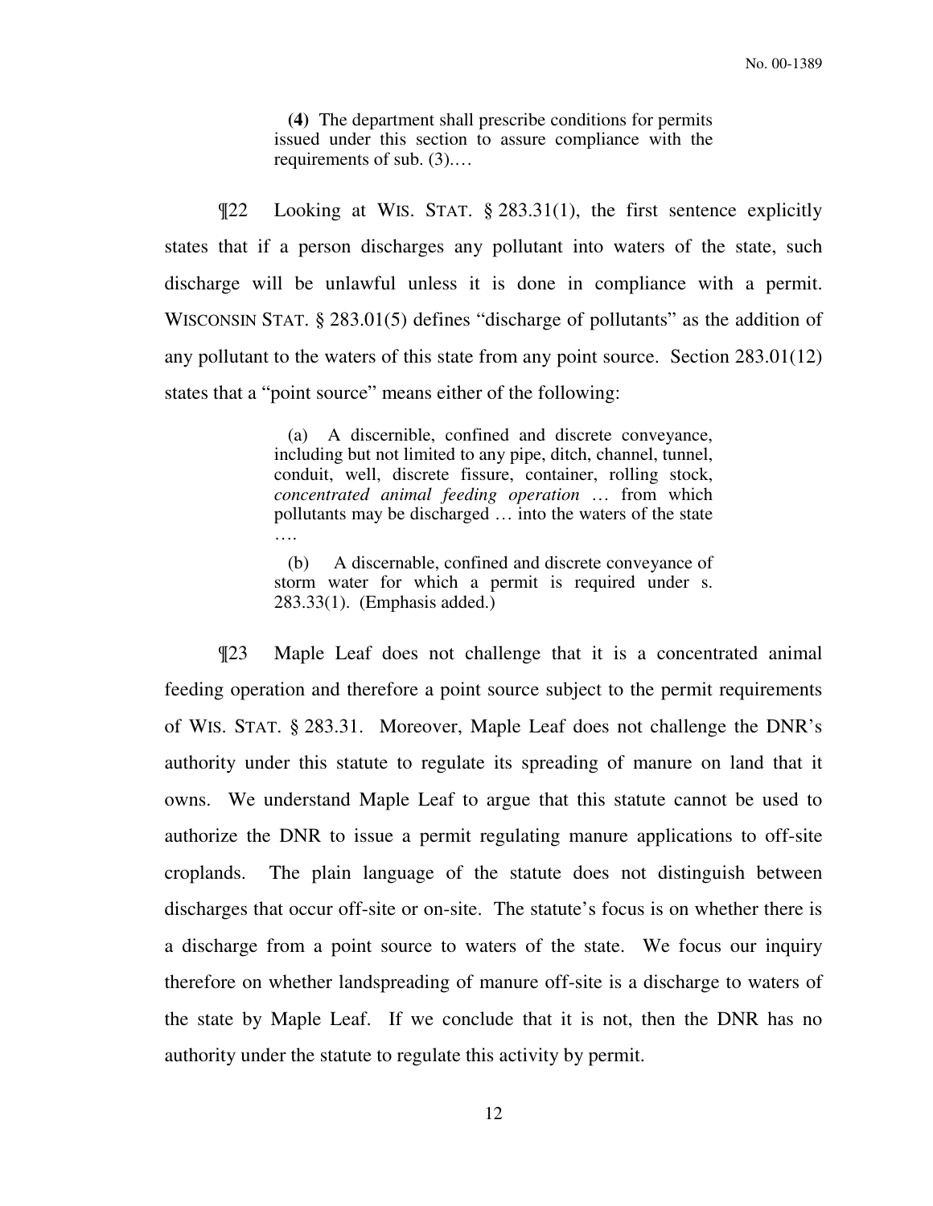> **(4)** The department shall prescribe conditions for permits issued under this section to assure compliance with the requirements of sub. (3).…

¶22 Looking at WIS. STAT. § 283.31(1), the first sentence explicitly states that if a person discharges any pollutant into waters of the state, such discharge will be unlawful unless it is done in compliance with a permit. WISCONSIN STAT. § 283.01(5) defines "discharge of pollutants" as the addition of any pollutant to the waters of this state from any point source. Section 283.01(12) states that a "point source" means either of the following:

> (a) A discernible, confined and discrete conveyance, including but not limited to any pipe, ditch, channel, tunnel, conduit, well, discrete fissure, container, rolling stock, *concentrated animal feeding operation* … from which pollutants may be discharged … into the waters of the state ….
>
> (b) A discernable, confined and discrete conveyance of storm water for which a permit is required under s. 283.33(1). (Emphasis added.)

¶23 Maple Leaf does not challenge that it is a concentrated animal feeding operation and therefore a point source subject to the permit requirements of WIS. STAT. § 283.31. Moreover, Maple Leaf does not challenge the DNR's authority under this statute to regulate its spreading of manure on land that it owns. We understand Maple Leaf to argue that this statute cannot be used to authorize the DNR to issue a permit regulating manure applications to off-site croplands. The plain language of the statute does not distinguish between discharges that occur off-site or on-site. The statute's focus is on whether there is a discharge from a point source to waters of the state. We focus our inquiry therefore on whether landspreading of manure off-site is a discharge to waters of the state by Maple Leaf. If we conclude that it is not, then the DNR has no authority under the statute to regulate this activity by permit.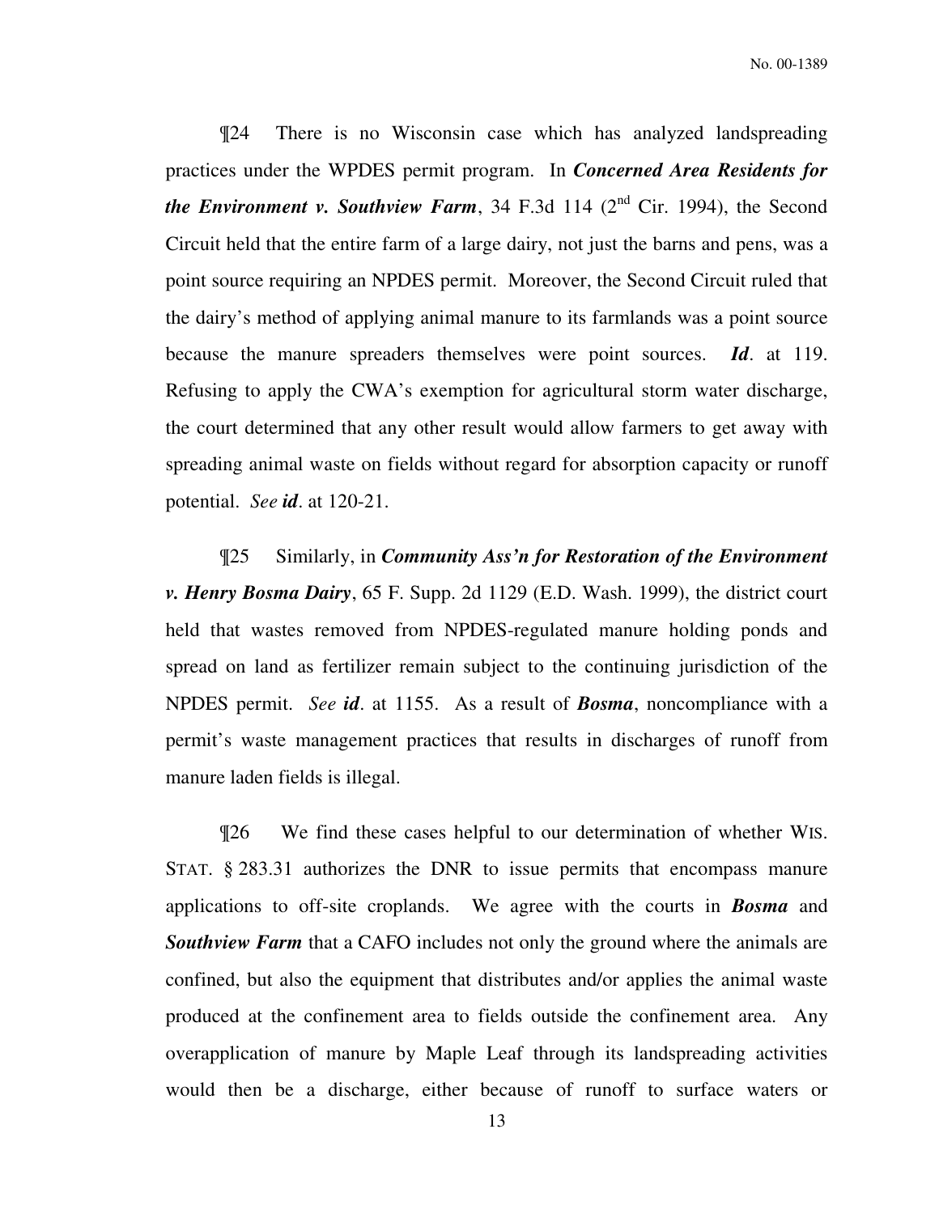¶24 There is no Wisconsin case which has analyzed landspreading practices under the WPDES permit program. In ***Concerned Area Residents for the Environment v. Southview Farm***, 34 F.3d 114 (2nd Cir. 1994), the Second Circuit held that the entire farm of a large dairy, not just the barns and pens, was a point source requiring an NPDES permit. Moreover, the Second Circuit ruled that the dairy's method of applying animal manure to its farmlands was a point source because the manure spreaders themselves were point sources. ***Id***. at 119. Refusing to apply the CWA's exemption for agricultural storm water discharge, the court determined that any other result would allow farmers to get away with spreading animal waste on fields without regard for absorption capacity or runoff potential. *See **id***. at 120-21.

¶25 Similarly, in ***Community Ass'n for Restoration of the Environment v. Henry Bosma Dairy***, 65 F. Supp. 2d 1129 (E.D. Wash. 1999), the district court held that wastes removed from NPDES-regulated manure holding ponds and spread on land as fertilizer remain subject to the continuing jurisdiction of the NPDES permit. *See **id***. at 1155. As a result of ***Bosma***, noncompliance with a permit's waste management practices that results in discharges of runoff from manure laden fields is illegal.

¶26 We find these cases helpful to our determination of whether WIS. STAT. § 283.31 authorizes the DNR to issue permits that encompass manure applications to off-site croplands. We agree with the courts in ***Bosma*** and ***Southview Farm*** that a CAFO includes not only the ground where the animals are confined, but also the equipment that distributes and/or applies the animal waste produced at the confinement area to fields outside the confinement area. Any overapplication of manure by Maple Leaf through its landspreading activities would then be a discharge, either because of runoff to surface waters or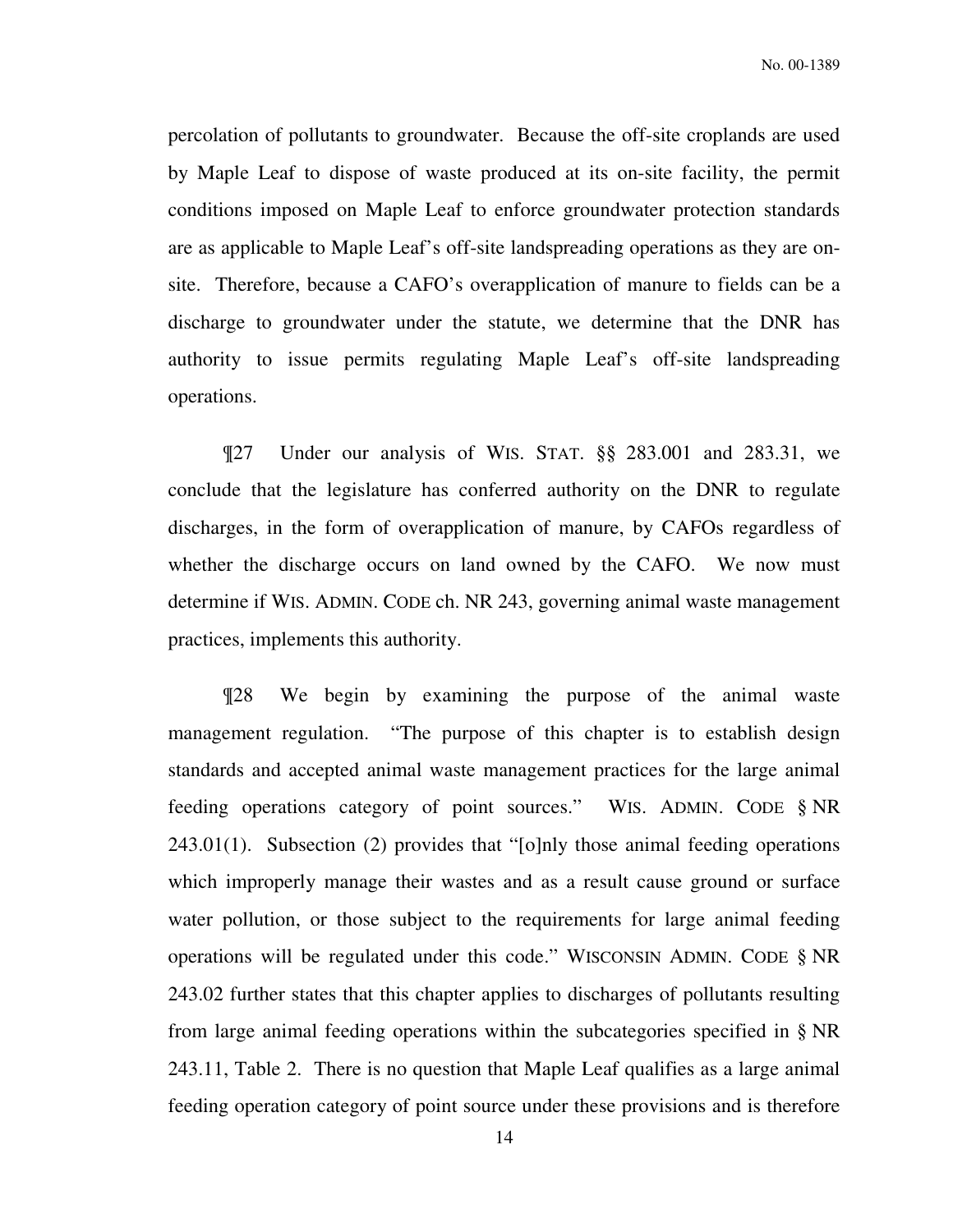percolation of pollutants to groundwater. Because the off-site croplands are used by Maple Leaf to dispose of waste produced at its on-site facility, the permit conditions imposed on Maple Leaf to enforce groundwater protection standards are as applicable to Maple Leaf's off-site landspreading operations as they are on-site. Therefore, because a CAFO's overapplication of manure to fields can be a discharge to groundwater under the statute, we determine that the DNR has authority to issue permits regulating Maple Leaf's off-site landspreading operations.

¶27 Under our analysis of WIS. STAT. §§ 283.001 and 283.31, we conclude that the legislature has conferred authority on the DNR to regulate discharges, in the form of overapplication of manure, by CAFOs regardless of whether the discharge occurs on land owned by the CAFO. We now must determine if WIS. ADMIN. CODE ch. NR 243, governing animal waste management practices, implements this authority.

¶28 We begin by examining the purpose of the animal waste management regulation. "The purpose of this chapter is to establish design standards and accepted animal waste management practices for the large animal feeding operations category of point sources." WIS. ADMIN. CODE § NR 243.01(1). Subsection (2) provides that "[o]nly those animal feeding operations which improperly manage their wastes and as a result cause ground or surface water pollution, or those subject to the requirements for large animal feeding operations will be regulated under this code." WISCONSIN ADMIN. CODE § NR 243.02 further states that this chapter applies to discharges of pollutants resulting from large animal feeding operations within the subcategories specified in § NR 243.11, Table 2. There is no question that Maple Leaf qualifies as a large animal feeding operation category of point source under these provisions and is therefore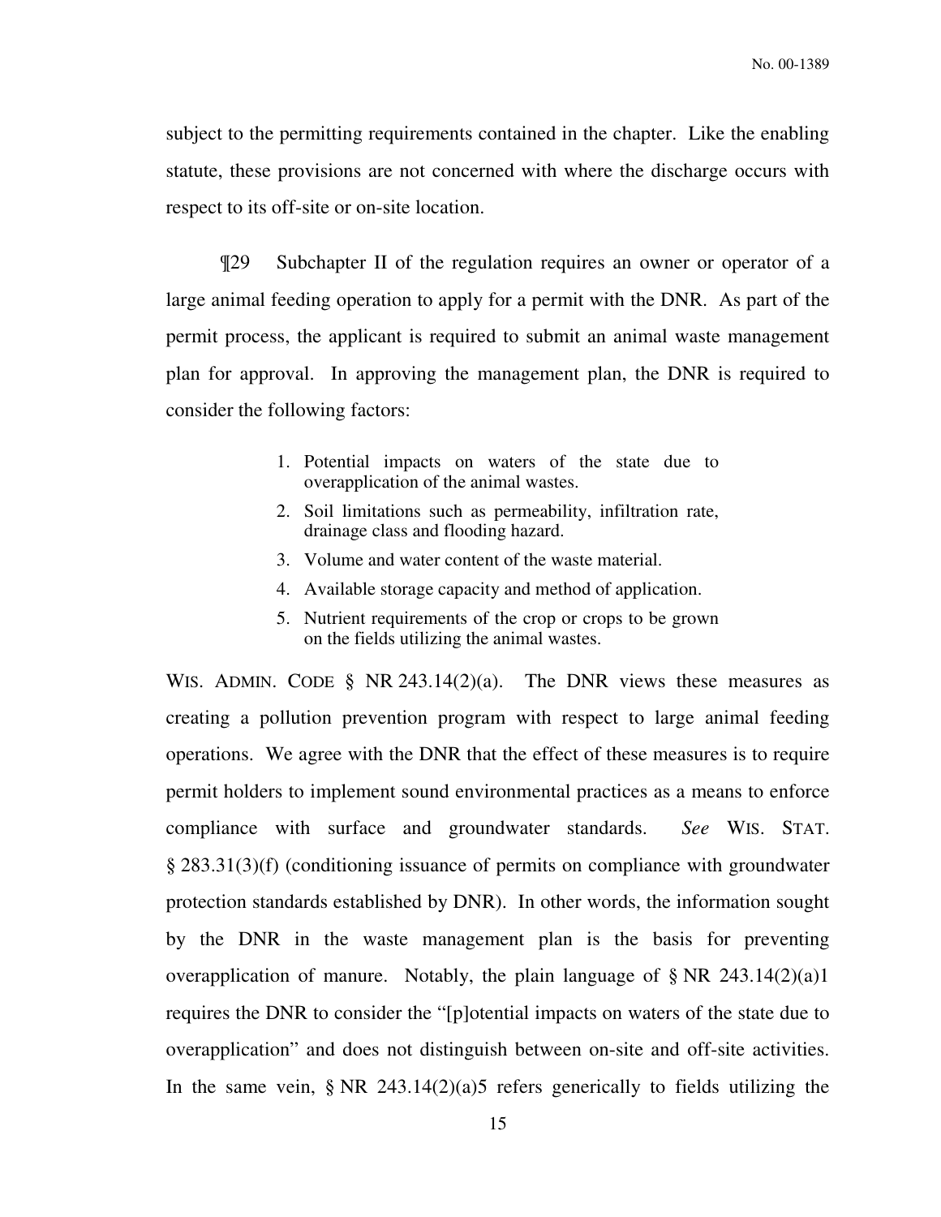subject to the permitting requirements contained in the chapter. Like the enabling statute, these provisions are not concerned with where the discharge occurs with respect to its off-site or on-site location.

¶29 Subchapter II of the regulation requires an owner or operator of a large animal feeding operation to apply for a permit with the DNR. As part of the permit process, the applicant is required to submit an animal waste management plan for approval. In approving the management plan, the DNR is required to consider the following factors:

> 1. Potential impacts on waters of the state due to overapplication of the animal wastes.
> 2. Soil limitations such as permeability, infiltration rate, drainage class and flooding hazard.
> 3. Volume and water content of the waste material.
> 4. Available storage capacity and method of application.
> 5. Nutrient requirements of the crop or crops to be grown on the fields utilizing the animal wastes.

WIS. ADMIN. CODE § NR 243.14(2)(a). The DNR views these measures as creating a pollution prevention program with respect to large animal feeding operations. We agree with the DNR that the effect of these measures is to require permit holders to implement sound environmental practices as a means to enforce compliance with surface and groundwater standards. *See* WIS. STAT. § 283.31(3)(f) (conditioning issuance of permits on compliance with groundwater protection standards established by DNR). In other words, the information sought by the DNR in the waste management plan is the basis for preventing overapplication of manure. Notably, the plain language of § NR 243.14(2)(a)1 requires the DNR to consider the "[p]otential impacts on waters of the state due to overapplication" and does not distinguish between on-site and off-site activities. In the same vein, § NR 243.14(2)(a)5 refers generically to fields utilizing the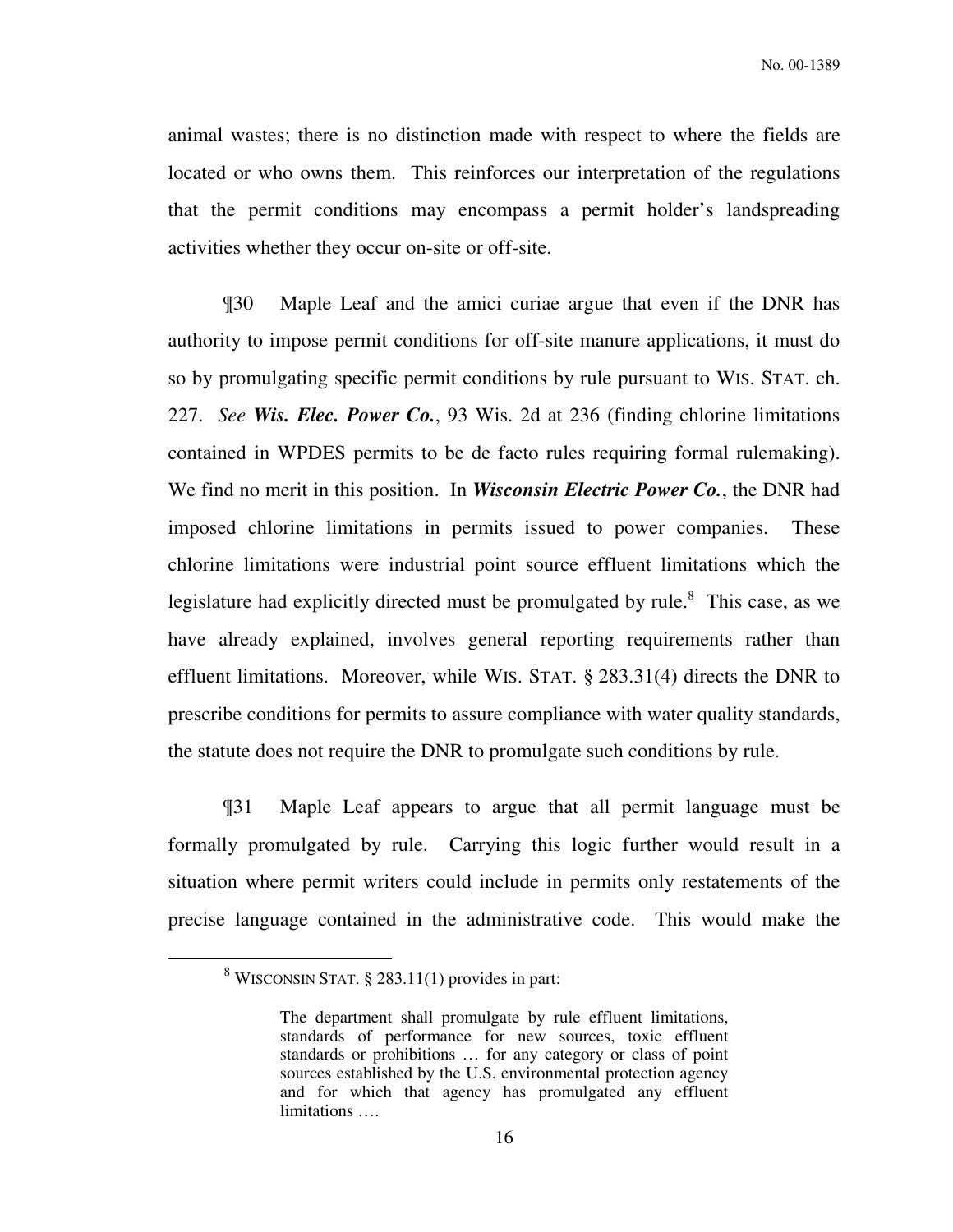animal wastes; there is no distinction made with respect to where the fields are located or who owns them. This reinforces our interpretation of the regulations that the permit conditions may encompass a permit holder's landspreading activities whether they occur on-site or off-site.

¶30 Maple Leaf and the amici curiae argue that even if the DNR has authority to impose permit conditions for off-site manure applications, it must do so by promulgating specific permit conditions by rule pursuant to WIS. STAT. ch. 227. *See* ***Wis. Elec. Power Co.***, 93 Wis. 2d at 236 (finding chlorine limitations contained in WPDES permits to be de facto rules requiring formal rulemaking). We find no merit in this position. In ***Wisconsin Electric Power Co.***, the DNR had imposed chlorine limitations in permits issued to power companies. These chlorine limitations were industrial point source effluent limitations which the legislature had explicitly directed must be promulgated by rule.[8] This case, as we have already explained, involves general reporting requirements rather than effluent limitations. Moreover, while WIS. STAT. § 283.31(4) directs the DNR to prescribe conditions for permits to assure compliance with water quality standards, the statute does not require the DNR to promulgate such conditions by rule.

¶31 Maple Leaf appears to argue that all permit language must be formally promulgated by rule. Carrying this logic further would result in a situation where permit writers could include in permits only restatements of the precise language contained in the administrative code. This would make the

---

[8] WISCONSIN STAT. § 283.11(1) provides in part:

> The department shall promulgate by rule effluent limitations, standards of performance for new sources, toxic effluent standards or prohibitions … for any category or class of point sources established by the U.S. environmental protection agency and for which that agency has promulgated any effluent limitations ….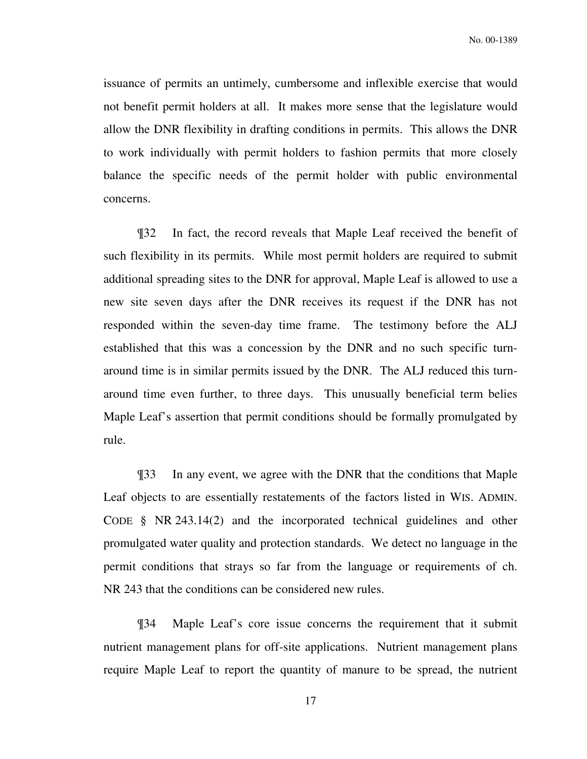issuance of permits an untimely, cumbersome and inflexible exercise that would not benefit permit holders at all. It makes more sense that the legislature would allow the DNR flexibility in drafting conditions in permits. This allows the DNR to work individually with permit holders to fashion permits that more closely balance the specific needs of the permit holder with public environmental concerns.

¶32 In fact, the record reveals that Maple Leaf received the benefit of such flexibility in its permits. While most permit holders are required to submit additional spreading sites to the DNR for approval, Maple Leaf is allowed to use a new site seven days after the DNR receives its request if the DNR has not responded within the seven-day time frame. The testimony before the ALJ established that this was a concession by the DNR and no such specific turn-around time is in similar permits issued by the DNR. The ALJ reduced this turn-around time even further, to three days. This unusually beneficial term belies Maple Leaf's assertion that permit conditions should be formally promulgated by rule.

¶33 In any event, we agree with the DNR that the conditions that Maple Leaf objects to are essentially restatements of the factors listed in WIS. ADMIN. CODE § NR 243.14(2) and the incorporated technical guidelines and other promulgated water quality and protection standards. We detect no language in the permit conditions that strays so far from the language or requirements of ch. NR 243 that the conditions can be considered new rules.

¶34 Maple Leaf's core issue concerns the requirement that it submit nutrient management plans for off-site applications. Nutrient management plans require Maple Leaf to report the quantity of manure to be spread, the nutrient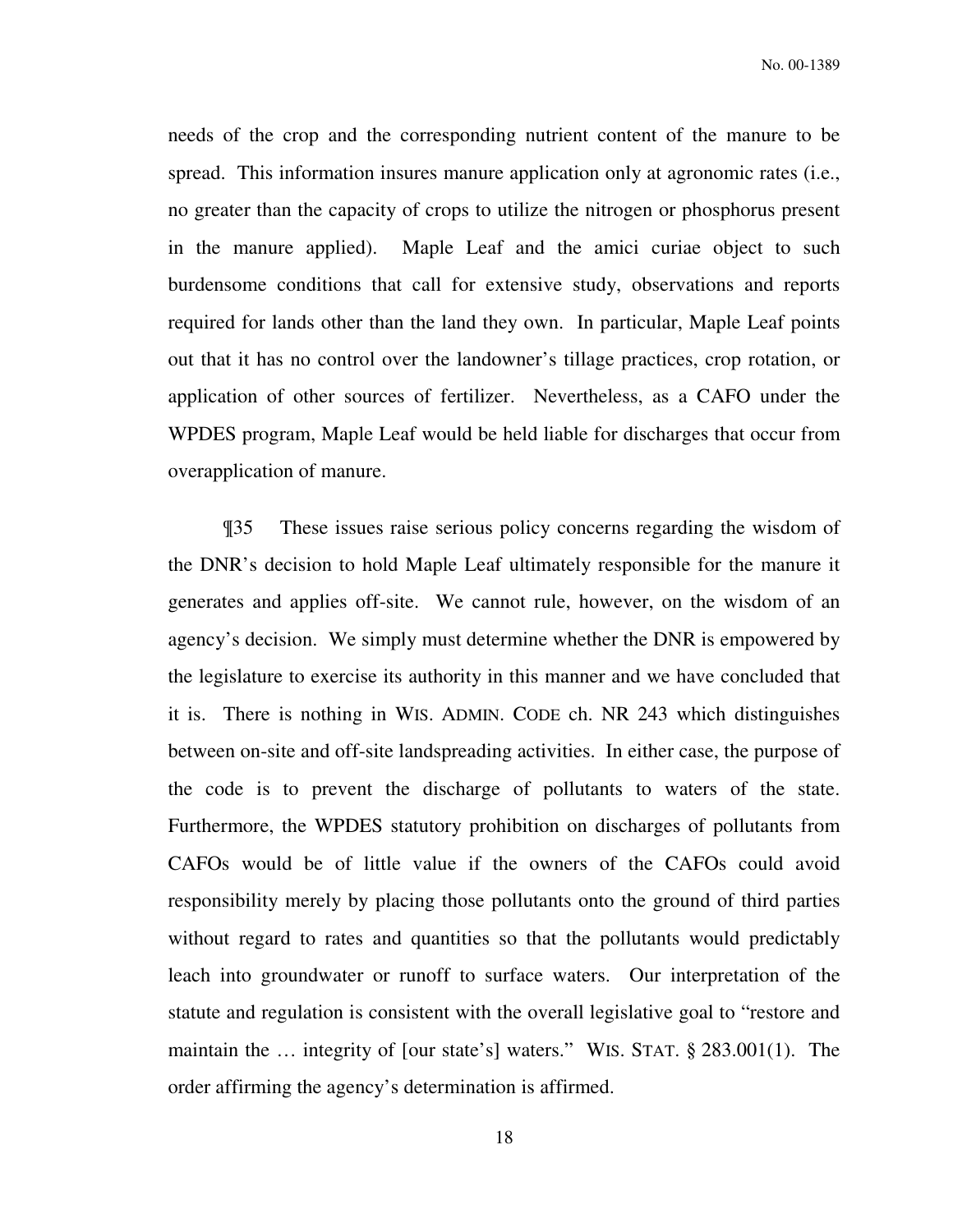needs of the crop and the corresponding nutrient content of the manure to be spread. This information insures manure application only at agronomic rates (i.e., no greater than the capacity of crops to utilize the nitrogen or phosphorus present in the manure applied). Maple Leaf and the amici curiae object to such burdensome conditions that call for extensive study, observations and reports required for lands other than the land they own. In particular, Maple Leaf points out that it has no control over the landowner's tillage practices, crop rotation, or application of other sources of fertilizer. Nevertheless, as a CAFO under the WPDES program, Maple Leaf would be held liable for discharges that occur from overapplication of manure.

¶35 These issues raise serious policy concerns regarding the wisdom of the DNR's decision to hold Maple Leaf ultimately responsible for the manure it generates and applies off-site. We cannot rule, however, on the wisdom of an agency's decision. We simply must determine whether the DNR is empowered by the legislature to exercise its authority in this manner and we have concluded that it is. There is nothing in WIS. ADMIN. CODE ch. NR 243 which distinguishes between on-site and off-site landspreading activities. In either case, the purpose of the code is to prevent the discharge of pollutants to waters of the state. Furthermore, the WPDES statutory prohibition on discharges of pollutants from CAFOs would be of little value if the owners of the CAFOs could avoid responsibility merely by placing those pollutants onto the ground of third parties without regard to rates and quantities so that the pollutants would predictably leach into groundwater or runoff to surface waters. Our interpretation of the statute and regulation is consistent with the overall legislative goal to "restore and maintain the … integrity of [our state's] waters." WIS. STAT. § 283.001(1). The order affirming the agency's determination is affirmed.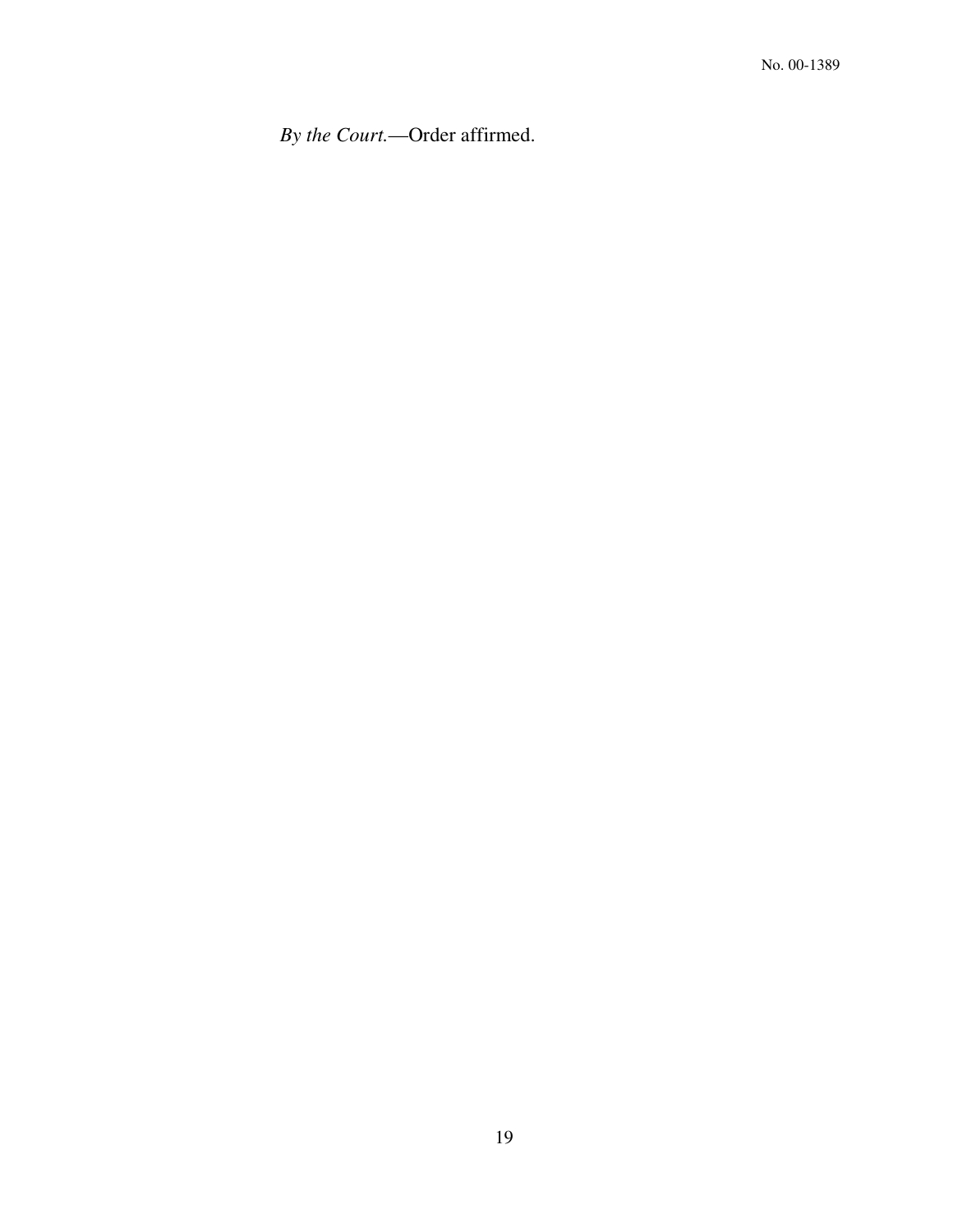*By the Court.*—Order affirmed.